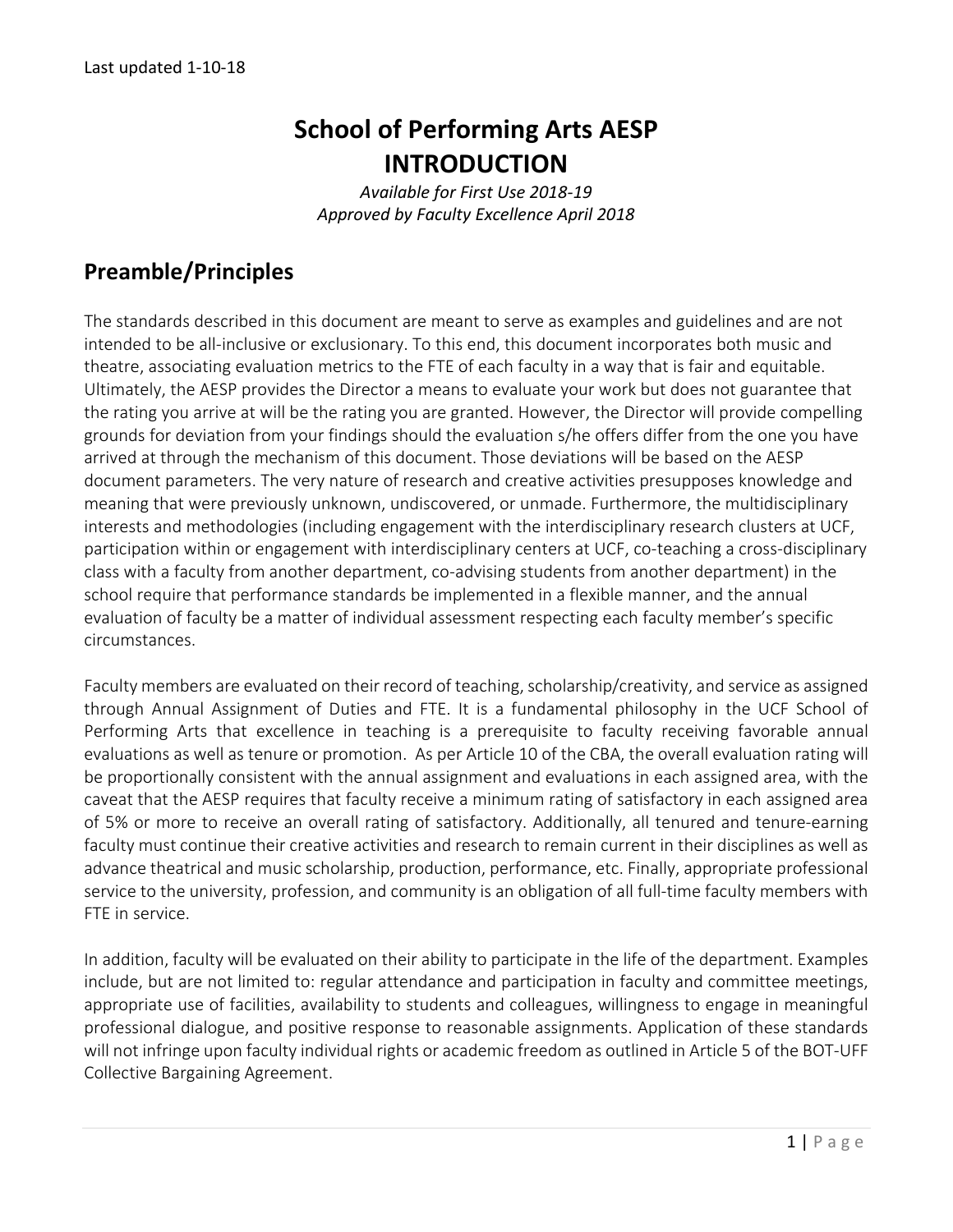Last updated 1-10-18

# School of Performing Arts AESP
# INTRODUCTION

*Available for First Use 2018-19*
*Approved by Faculty Excellence April 2018*

## Preamble/Principles

The standards described in this document are meant to serve as examples and guidelines and are not intended to be all-inclusive or exclusionary. To this end, this document incorporates both music and theatre, associating evaluation metrics to the FTE of each faculty in a way that is fair and equitable. Ultimately, the AESP provides the Director a means to evaluate your work but does not guarantee that the rating you arrive at will be the rating you are granted. However, the Director will provide compelling grounds for deviation from your findings should the evaluation s/he offers differ from the one you have arrived at through the mechanism of this document. Those deviations will be based on the AESP document parameters. The very nature of research and creative activities presupposes knowledge and meaning that were previously unknown, undiscovered, or unmade. Furthermore, the multidisciplinary interests and methodologies (including engagement with the interdisciplinary research clusters at UCF, participation within or engagement with interdisciplinary centers at UCF, co-teaching a cross-disciplinary class with a faculty from another department, co-advising students from another department) in the school require that performance standards be implemented in a flexible manner, and the annual evaluation of faculty be a matter of individual assessment respecting each faculty member's specific circumstances.

Faculty members are evaluated on their record of teaching, scholarship/creativity, and service as assigned through Annual Assignment of Duties and FTE. It is a fundamental philosophy in the UCF School of Performing Arts that excellence in teaching is a prerequisite to faculty receiving favorable annual evaluations as well as tenure or promotion. As per Article 10 of the CBA, the overall evaluation rating will be proportionally consistent with the annual assignment and evaluations in each assigned area, with the caveat that the AESP requires that faculty receive a minimum rating of satisfactory in each assigned area of 5% or more to receive an overall rating of satisfactory. Additionally, all tenured and tenure-earning faculty must continue their creative activities and research to remain current in their disciplines as well as advance theatrical and music scholarship, production, performance, etc. Finally, appropriate professional service to the university, profession, and community is an obligation of all full-time faculty members with FTE in service.

In addition, faculty will be evaluated on their ability to participate in the life of the department. Examples include, but are not limited to: regular attendance and participation in faculty and committee meetings, appropriate use of facilities, availability to students and colleagues, willingness to engage in meaningful professional dialogue, and positive response to reasonable assignments. Application of these standards will not infringe upon faculty individual rights or academic freedom as outlined in Article 5 of the BOT-UFF Collective Bargaining Agreement.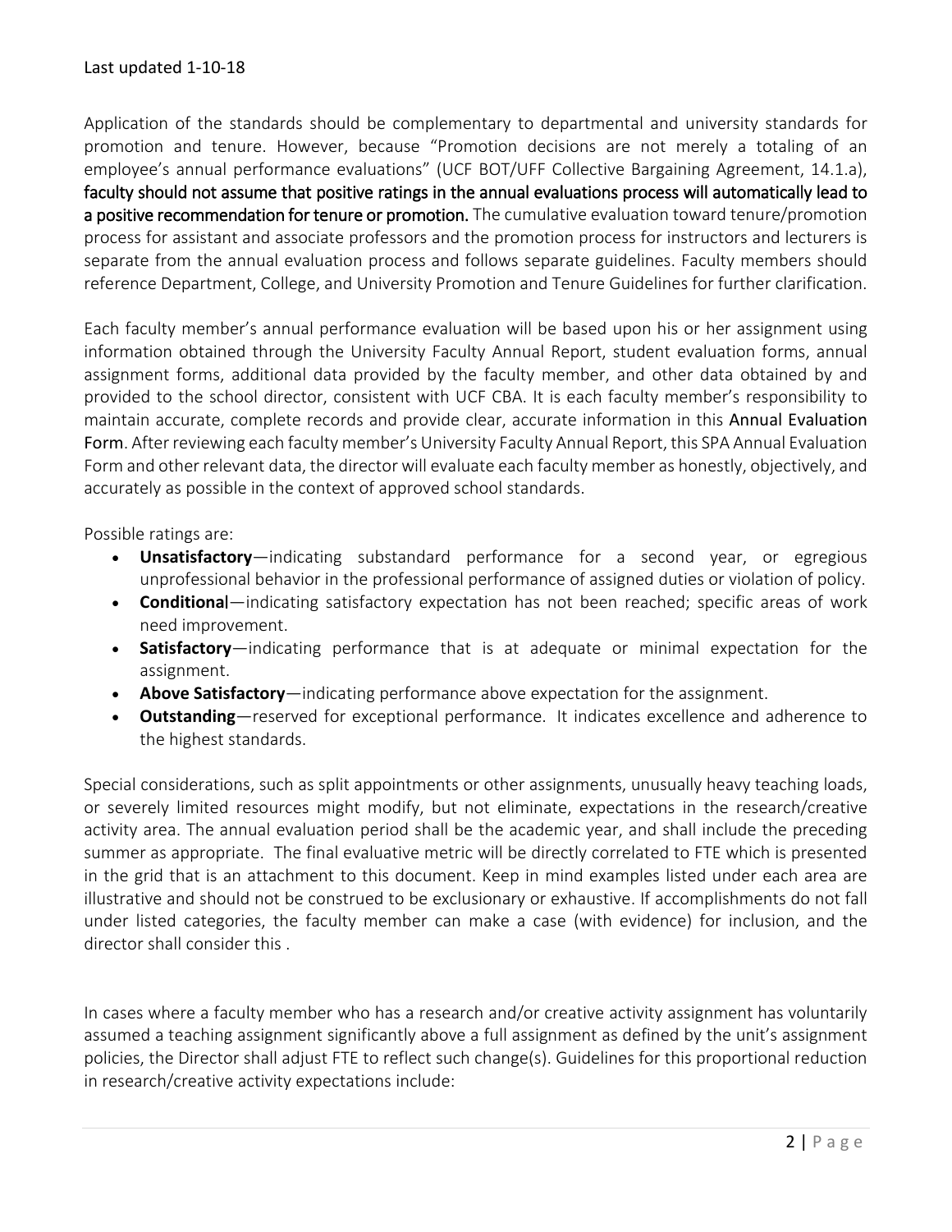Application of the standards should be complementary to departmental and university standards for promotion and tenure. However, because "Promotion decisions are not merely a totaling of an employee's annual performance evaluations" (UCF BOT/UFF Collective Bargaining Agreement, 14.1.a), **faculty should not assume that positive ratings in the annual evaluations process will automatically lead to a positive recommendation for tenure or promotion.** The cumulative evaluation toward tenure/promotion process for assistant and associate professors and the promotion process for instructors and lecturers is separate from the annual evaluation process and follows separate guidelines. Faculty members should reference Department, College, and University Promotion and Tenure Guidelines for further clarification.

Each faculty member's annual performance evaluation will be based upon his or her assignment using information obtained through the University Faculty Annual Report, student evaluation forms, annual assignment forms, additional data provided by the faculty member, and other data obtained by and provided to the school director, consistent with UCF CBA. It is each faculty member's responsibility to maintain accurate, complete records and provide clear, accurate information in this Annual Evaluation Form. After reviewing each faculty member's University Faculty Annual Report, this SPA Annual Evaluation Form and other relevant data, the director will evaluate each faculty member as honestly, objectively, and accurately as possible in the context of approved school standards.

Possible ratings are:

- **Unsatisfactory**—indicating substandard performance for a second year, or egregious unprofessional behavior in the professional performance of assigned duties or violation of policy.
- **Conditional**—indicating satisfactory expectation has not been reached; specific areas of work need improvement.
- **Satisfactory**—indicating performance that is at adequate or minimal expectation for the assignment.
- **Above Satisfactory**—indicating performance above expectation for the assignment.
- **Outstanding**—reserved for exceptional performance. It indicates excellence and adherence to the highest standards.

Special considerations, such as split appointments or other assignments, unusually heavy teaching loads, or severely limited resources might modify, but not eliminate, expectations in the research/creative activity area. The annual evaluation period shall be the academic year, and shall include the preceding summer as appropriate. The final evaluative metric will be directly correlated to FTE which is presented in the grid that is an attachment to this document. Keep in mind examples listed under each area are illustrative and should not be construed to be exclusionary or exhaustive. If accomplishments do not fall under listed categories, the faculty member can make a case (with evidence) for inclusion, and the director shall consider this .

In cases where a faculty member who has a research and/or creative activity assignment has voluntarily assumed a teaching assignment significantly above a full assignment as defined by the unit's assignment policies, the Director shall adjust FTE to reflect such change(s). Guidelines for this proportional reduction in research/creative activity expectations include: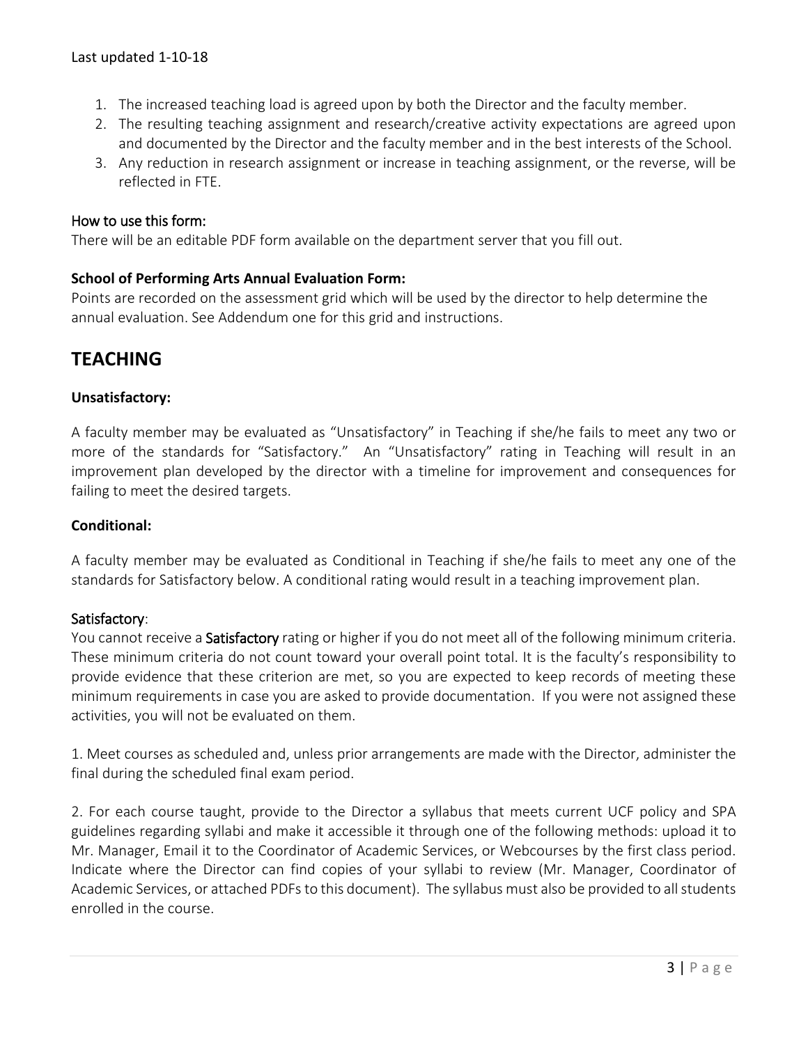1. The increased teaching load is agreed upon by both the Director and the faculty member.
2. The resulting teaching assignment and research/creative activity expectations are agreed upon and documented by the Director and the faculty member and in the best interests of the School.
3. Any reduction in research assignment or increase in teaching assignment, or the reverse, will be reflected in FTE.

### How to use this form:

There will be an editable PDF form available on the department server that you fill out.

**School of Performing Arts Annual Evaluation Form:**

Points are recorded on the assessment grid which will be used by the director to help determine the annual evaluation. See Addendum one for this grid and instructions.

## TEACHING

**Unsatisfactory:**

A faculty member may be evaluated as "Unsatisfactory" in Teaching if she/he fails to meet any two or more of the standards for "Satisfactory." An "Unsatisfactory" rating in Teaching will result in an improvement plan developed by the director with a timeline for improvement and consequences for failing to meet the desired targets.

**Conditional:**

A faculty member may be evaluated as Conditional in Teaching if she/he fails to meet any one of the standards for Satisfactory below. A conditional rating would result in a teaching improvement plan.

### Satisfactory:

You cannot receive a Satisfactory rating or higher if you do not meet all of the following minimum criteria. These minimum criteria do not count toward your overall point total. It is the faculty's responsibility to provide evidence that these criterion are met, so you are expected to keep records of meeting these minimum requirements in case you are asked to provide documentation. If you were not assigned these activities, you will not be evaluated on them.

1. Meet courses as scheduled and, unless prior arrangements are made with the Director, administer the final during the scheduled final exam period.

2. For each course taught, provide to the Director a syllabus that meets current UCF policy and SPA guidelines regarding syllabi and make it accessible it through one of the following methods: upload it to Mr. Manager, Email it to the Coordinator of Academic Services, or Webcourses by the first class period. Indicate where the Director can find copies of your syllabi to review (Mr. Manager, Coordinator of Academic Services, or attached PDFs to this document). The syllabus must also be provided to all students enrolled in the course.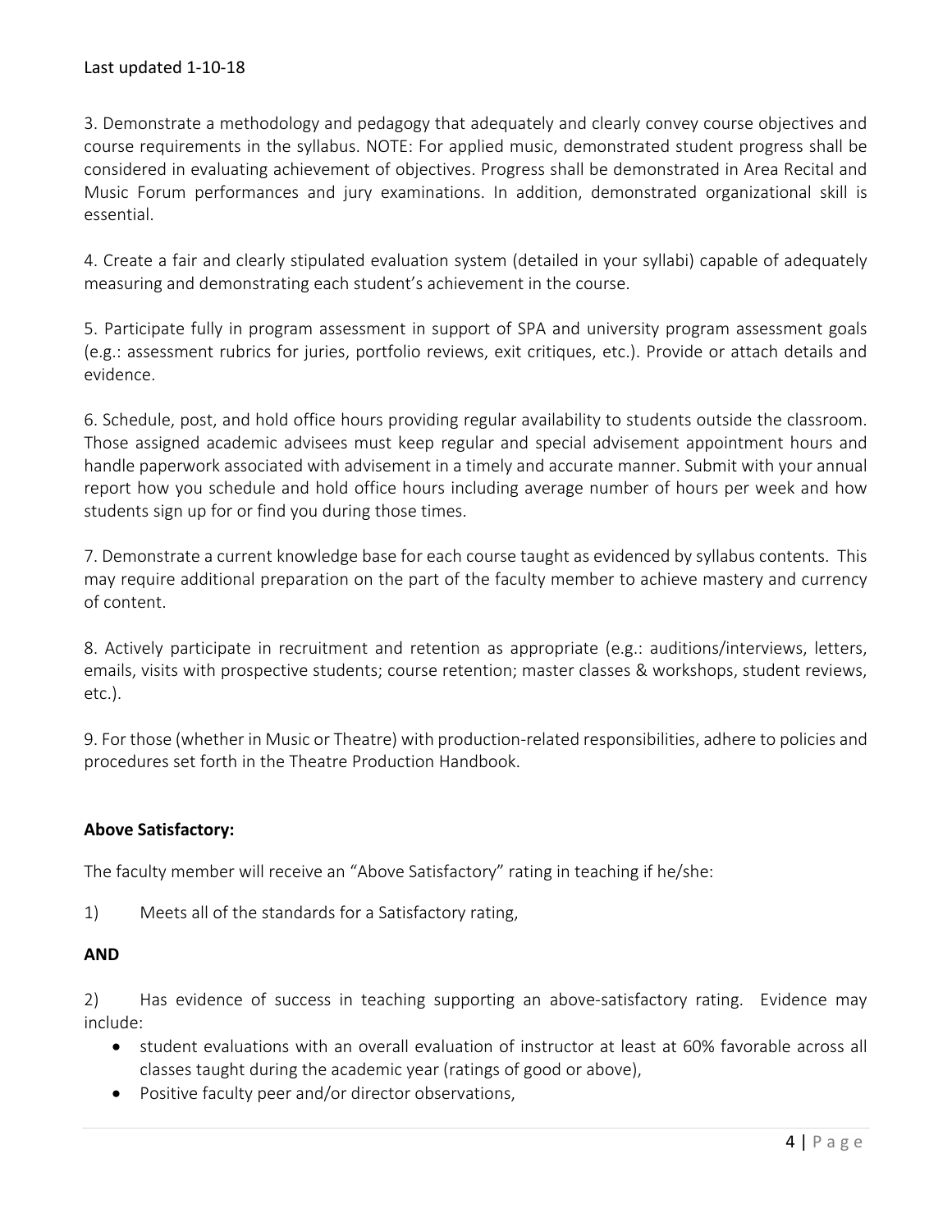3. Demonstrate a methodology and pedagogy that adequately and clearly convey course objectives and course requirements in the syllabus. NOTE: For applied music, demonstrated student progress shall be considered in evaluating achievement of objectives. Progress shall be demonstrated in Area Recital and Music Forum performances and jury examinations. In addition, demonstrated organizational skill is essential.

4. Create a fair and clearly stipulated evaluation system (detailed in your syllabi) capable of adequately measuring and demonstrating each student's achievement in the course.

5. Participate fully in program assessment in support of SPA and university program assessment goals (e.g.: assessment rubrics for juries, portfolio reviews, exit critiques, etc.). Provide or attach details and evidence.

6. Schedule, post, and hold office hours providing regular availability to students outside the classroom. Those assigned academic advisees must keep regular and special advisement appointment hours and handle paperwork associated with advisement in a timely and accurate manner. Submit with your annual report how you schedule and hold office hours including average number of hours per week and how students sign up for or find you during those times.

7. Demonstrate a current knowledge base for each course taught as evidenced by syllabus contents. This may require additional preparation on the part of the faculty member to achieve mastery and currency of content.

8. Actively participate in recruitment and retention as appropriate (e.g.: auditions/interviews, letters, emails, visits with prospective students; course retention; master classes & workshops, student reviews, etc.).

9. For those (whether in Music or Theatre) with production-related responsibilities, adhere to policies and procedures set forth in the Theatre Production Handbook.

**Above Satisfactory:**

The faculty member will receive an "Above Satisfactory" rating in teaching if he/she:

1) Meets all of the standards for a Satisfactory rating,

**AND**

2) Has evidence of success in teaching supporting an above-satisfactory rating. Evidence may include:

- student evaluations with an overall evaluation of instructor at least at 60% favorable across all classes taught during the academic year (ratings of good or above),
- Positive faculty peer and/or director observations,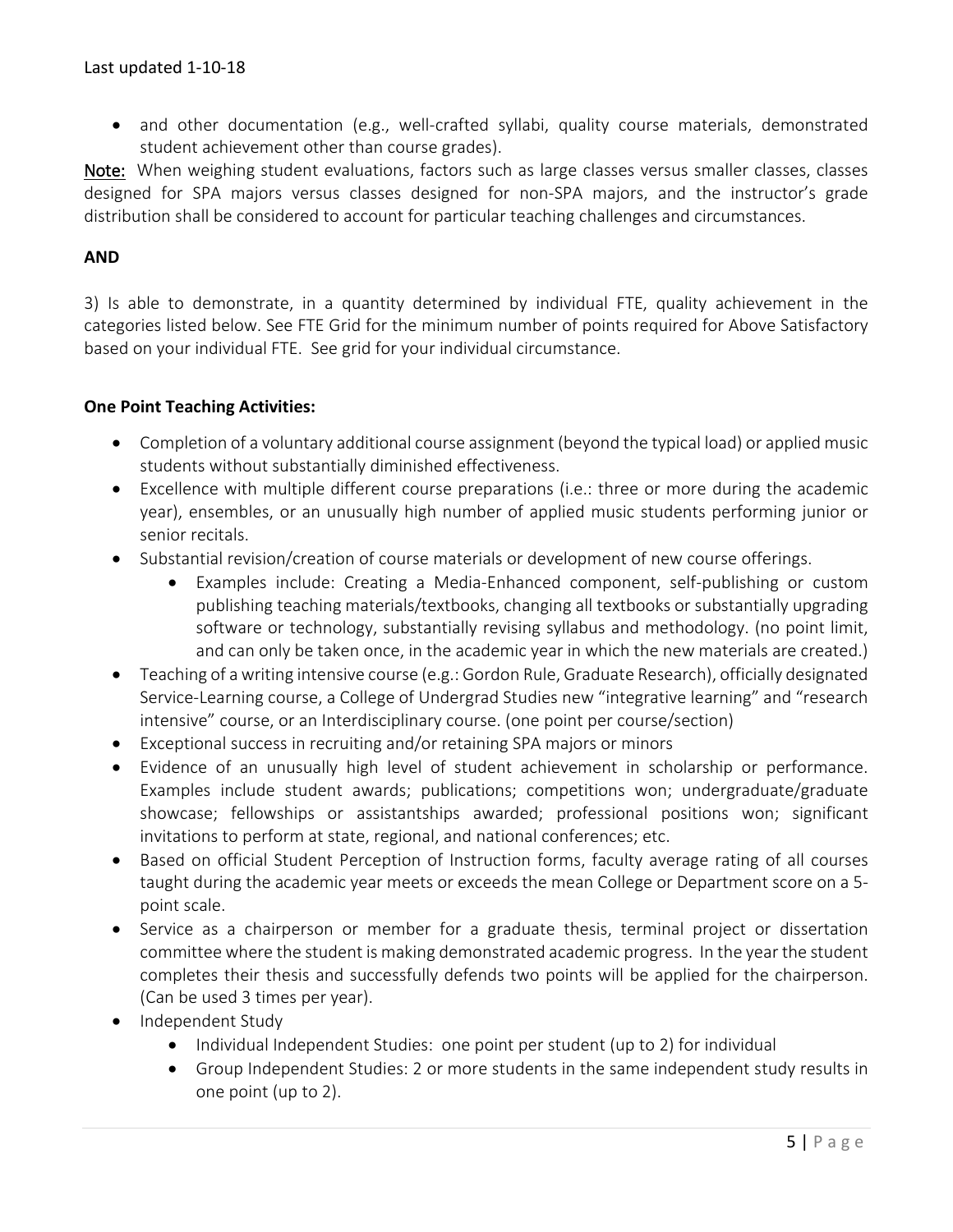- and other documentation (e.g., well-crafted syllabi, quality course materials, demonstrated student achievement other than course grades).

Note: When weighing student evaluations, factors such as large classes versus smaller classes, classes designed for SPA majors versus classes designed for non-SPA majors, and the instructor's grade distribution shall be considered to account for particular teaching challenges and circumstances.

**AND**

3) Is able to demonstrate, in a quantity determined by individual FTE, quality achievement in the categories listed below. See FTE Grid for the minimum number of points required for Above Satisfactory based on your individual FTE. See grid for your individual circumstance.

**One Point Teaching Activities:**

- Completion of a voluntary additional course assignment (beyond the typical load) or applied music students without substantially diminished effectiveness.
- Excellence with multiple different course preparations (i.e.: three or more during the academic year), ensembles, or an unusually high number of applied music students performing junior or senior recitals.
- Substantial revision/creation of course materials or development of new course offerings.
  - Examples include: Creating a Media-Enhanced component, self-publishing or custom publishing teaching materials/textbooks, changing all textbooks or substantially upgrading software or technology, substantially revising syllabus and methodology. (no point limit, and can only be taken once, in the academic year in which the new materials are created.)
- Teaching of a writing intensive course (e.g.: Gordon Rule, Graduate Research), officially designated Service-Learning course, a College of Undergrad Studies new "integrative learning" and "research intensive" course, or an Interdisciplinary course. (one point per course/section)
- Exceptional success in recruiting and/or retaining SPA majors or minors
- Evidence of an unusually high level of student achievement in scholarship or performance. Examples include student awards; publications; competitions won; undergraduate/graduate showcase; fellowships or assistantships awarded; professional positions won; significant invitations to perform at state, regional, and national conferences; etc.
- Based on official Student Perception of Instruction forms, faculty average rating of all courses taught during the academic year meets or exceeds the mean College or Department score on a 5-point scale.
- Service as a chairperson or member for a graduate thesis, terminal project or dissertation committee where the student is making demonstrated academic progress. In the year the student completes their thesis and successfully defends two points will be applied for the chairperson. (Can be used 3 times per year).
- Independent Study
  - Individual Independent Studies: one point per student (up to 2) for individual
  - Group Independent Studies: 2 or more students in the same independent study results in one point (up to 2).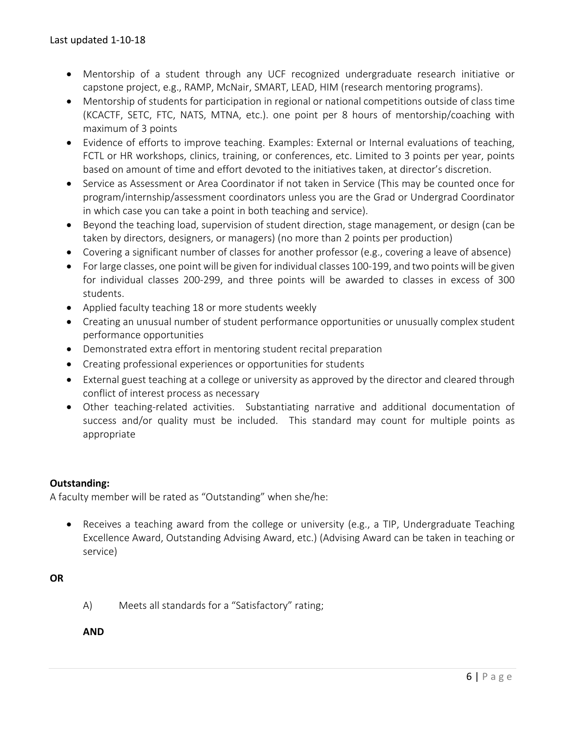- Mentorship of a student through any UCF recognized undergraduate research initiative or capstone project, e.g., RAMP, McNair, SMART, LEAD, HIM (research mentoring programs).
- Mentorship of students for participation in regional or national competitions outside of class time (KCACTF, SETC, FTC, NATS, MTNA, etc.). one point per 8 hours of mentorship/coaching with maximum of 3 points
- Evidence of efforts to improve teaching. Examples: External or Internal evaluations of teaching, FCTL or HR workshops, clinics, training, or conferences, etc. Limited to 3 points per year, points based on amount of time and effort devoted to the initiatives taken, at director's discretion.
- Service as Assessment or Area Coordinator if not taken in Service (This may be counted once for program/internship/assessment coordinators unless you are the Grad or Undergrad Coordinator in which case you can take a point in both teaching and service).
- Beyond the teaching load, supervision of student direction, stage management, or design (can be taken by directors, designers, or managers) (no more than 2 points per production)
- Covering a significant number of classes for another professor (e.g., covering a leave of absence)
- For large classes, one point will be given for individual classes 100-199, and two points will be given for individual classes 200-299, and three points will be awarded to classes in excess of 300 students.
- Applied faculty teaching 18 or more students weekly
- Creating an unusual number of student performance opportunities or unusually complex student performance opportunities
- Demonstrated extra effort in mentoring student recital preparation
- Creating professional experiences or opportunities for students
- External guest teaching at a college or university as approved by the director and cleared through conflict of interest process as necessary
- Other teaching-related activities. Substantiating narrative and additional documentation of success and/or quality must be included. This standard may count for multiple points as appropriate

**Outstanding:**

A faculty member will be rated as "Outstanding" when she/he:

- Receives a teaching award from the college or university (e.g., a TIP, Undergraduate Teaching Excellence Award, Outstanding Advising Award, etc.) (Advising Award can be taken in teaching or service)

**OR**

A) Meets all standards for a "Satisfactory" rating;

**AND**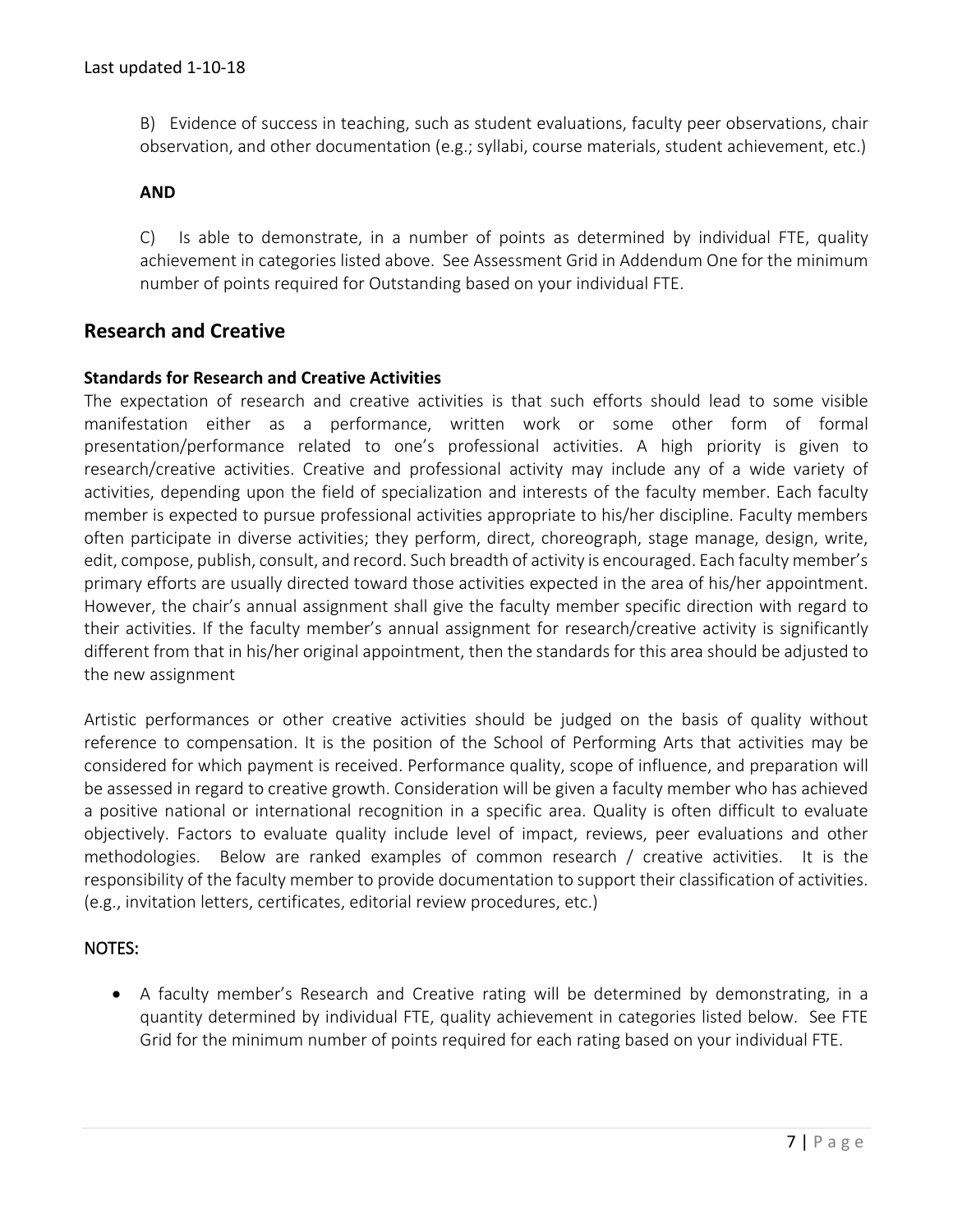B) Evidence of success in teaching, such as student evaluations, faculty peer observations, chair observation, and other documentation (e.g.; syllabi, course materials, student achievement, etc.)

**AND**

C) Is able to demonstrate, in a number of points as determined by individual FTE, quality achievement in categories listed above. See Assessment Grid in Addendum One for the minimum number of points required for Outstanding based on your individual FTE.

## Research and Creative

### Standards for Research and Creative Activities

The expectation of research and creative activities is that such efforts should lead to some visible manifestation either as a performance, written work or some other form of formal presentation/performance related to one's professional activities. A high priority is given to research/creative activities. Creative and professional activity may include any of a wide variety of activities, depending upon the field of specialization and interests of the faculty member. Each faculty member is expected to pursue professional activities appropriate to his/her discipline. Faculty members often participate in diverse activities; they perform, direct, choreograph, stage manage, design, write, edit, compose, publish, consult, and record. Such breadth of activity is encouraged. Each faculty member's primary efforts are usually directed toward those activities expected in the area of his/her appointment. However, the chair's annual assignment shall give the faculty member specific direction with regard to their activities. If the faculty member's annual assignment for research/creative activity is significantly different from that in his/her original appointment, then the standards for this area should be adjusted to the new assignment

Artistic performances or other creative activities should be judged on the basis of quality without reference to compensation. It is the position of the School of Performing Arts that activities may be considered for which payment is received. Performance quality, scope of influence, and preparation will be assessed in regard to creative growth. Consideration will be given a faculty member who has achieved a positive national or international recognition in a specific area. Quality is often difficult to evaluate objectively. Factors to evaluate quality include level of impact, reviews, peer evaluations and other methodologies. Below are ranked examples of common research / creative activities. It is the responsibility of the faculty member to provide documentation to support their classification of activities. (e.g., invitation letters, certificates, editorial review procedures, etc.)

### NOTES:

- A faculty member's Research and Creative rating will be determined by demonstrating, in a quantity determined by individual FTE, quality achievement in categories listed below. See FTE Grid for the minimum number of points required for each rating based on your individual FTE.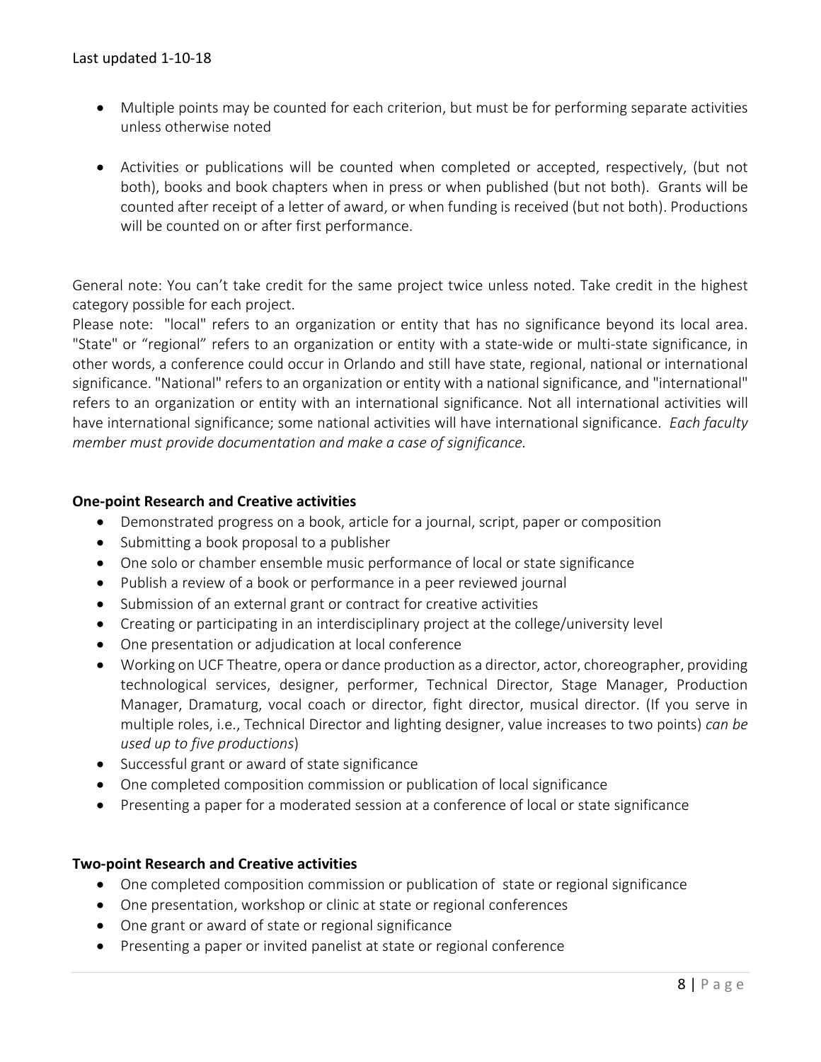- Multiple points may be counted for each criterion, but must be for performing separate activities unless otherwise noted

- Activities or publications will be counted when completed or accepted, respectively, (but not both), books and book chapters when in press or when published (but not both). Grants will be counted after receipt of a letter of award, or when funding is received (but not both). Productions will be counted on or after first performance.

General note: You can't take credit for the same project twice unless noted. Take credit in the highest category possible for each project.

Please note: "local" refers to an organization or entity that has no significance beyond its local area. "State" or "regional" refers to an organization or entity with a state-wide or multi-state significance, in other words, a conference could occur in Orlando and still have state, regional, national or international significance. "National" refers to an organization or entity with a national significance, and "international" refers to an organization or entity with an international significance. Not all international activities will have international significance; some national activities will have international significance. *Each faculty member must provide documentation and make a case of significance.*

**One-point Research and Creative activities**

- Demonstrated progress on a book, article for a journal, script, paper or composition
- Submitting a book proposal to a publisher
- One solo or chamber ensemble music performance of local or state significance
- Publish a review of a book or performance in a peer reviewed journal
- Submission of an external grant or contract for creative activities
- Creating or participating in an interdisciplinary project at the college/university level
- One presentation or adjudication at local conference
- Working on UCF Theatre, opera or dance production as a director, actor, choreographer, providing technological services, designer, performer, Technical Director, Stage Manager, Production Manager, Dramaturg, vocal coach or director, fight director, musical director. (If you serve in multiple roles, i.e., Technical Director and lighting designer, value increases to two points) *can be used up to five productions*)
- Successful grant or award of state significance
- One completed composition commission or publication of local significance
- Presenting a paper for a moderated session at a conference of local or state significance

**Two-point Research and Creative activities**

- One completed composition commission or publication of state or regional significance
- One presentation, workshop or clinic at state or regional conferences
- One grant or award of state or regional significance
- Presenting a paper or invited panelist at state or regional conference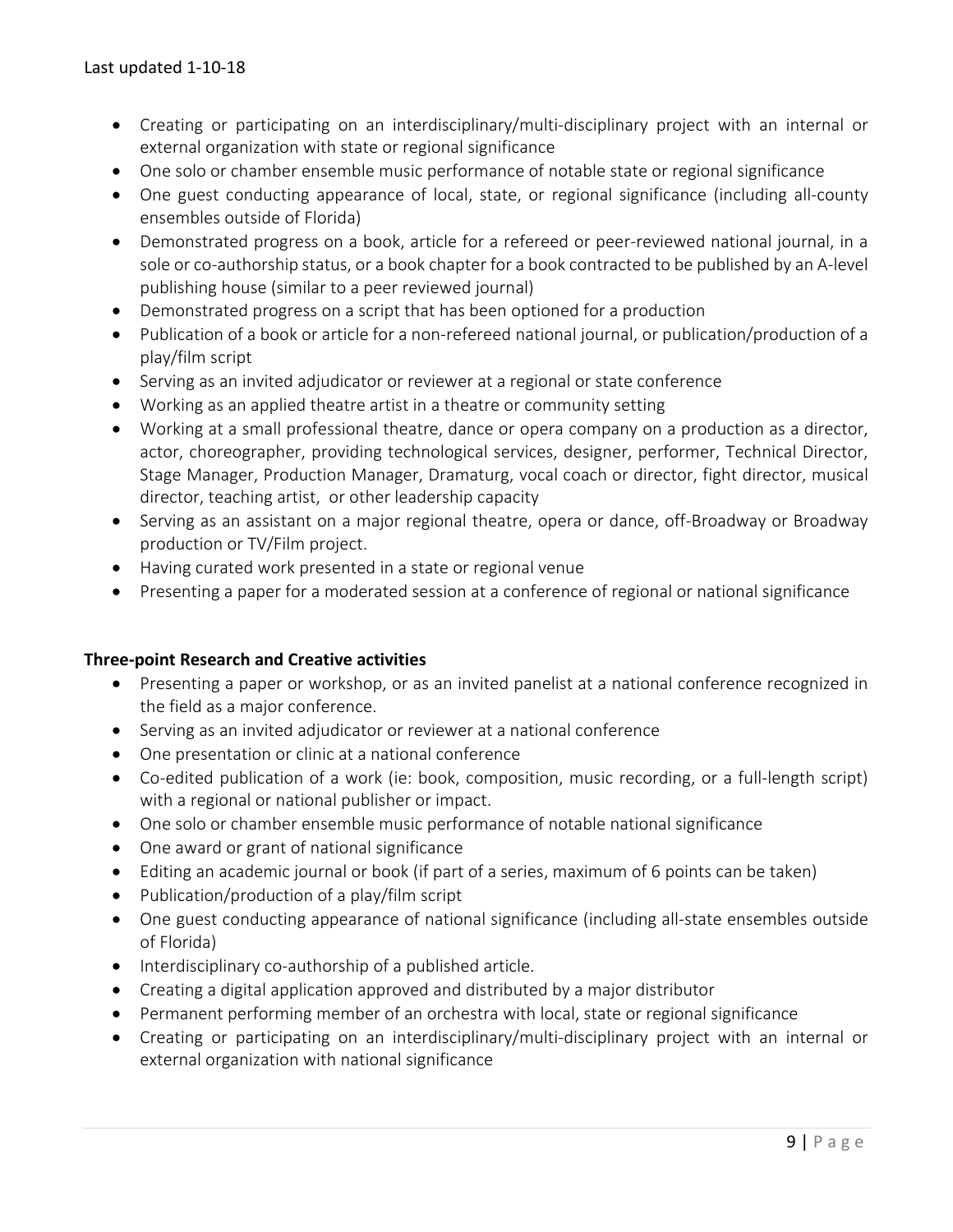- Creating or participating on an interdisciplinary/multi-disciplinary project with an internal or external organization with state or regional significance
- One solo or chamber ensemble music performance of notable state or regional significance
- One guest conducting appearance of local, state, or regional significance (including all-county ensembles outside of Florida)
- Demonstrated progress on a book, article for a refereed or peer-reviewed national journal, in a sole or co-authorship status, or a book chapter for a book contracted to be published by an A-level publishing house (similar to a peer reviewed journal)
- Demonstrated progress on a script that has been optioned for a production
- Publication of a book or article for a non-refereed national journal, or publication/production of a play/film script
- Serving as an invited adjudicator or reviewer at a regional or state conference
- Working as an applied theatre artist in a theatre or community setting
- Working at a small professional theatre, dance or opera company on a production as a director, actor, choreographer, providing technological services, designer, performer, Technical Director, Stage Manager, Production Manager, Dramaturg, vocal coach or director, fight director, musical director, teaching artist, or other leadership capacity
- Serving as an assistant on a major regional theatre, opera or dance, off-Broadway or Broadway production or TV/Film project.
- Having curated work presented in a state or regional venue
- Presenting a paper for a moderated session at a conference of regional or national significance

**Three-point Research and Creative activities**

- Presenting a paper or workshop, or as an invited panelist at a national conference recognized in the field as a major conference.
- Serving as an invited adjudicator or reviewer at a national conference
- One presentation or clinic at a national conference
- Co-edited publication of a work (ie: book, composition, music recording, or a full-length script) with a regional or national publisher or impact.
- One solo or chamber ensemble music performance of notable national significance
- One award or grant of national significance
- Editing an academic journal or book (if part of a series, maximum of 6 points can be taken)
- Publication/production of a play/film script
- One guest conducting appearance of national significance (including all-state ensembles outside of Florida)
- Interdisciplinary co-authorship of a published article.
- Creating a digital application approved and distributed by a major distributor
- Permanent performing member of an orchestra with local, state or regional significance
- Creating or participating on an interdisciplinary/multi-disciplinary project with an internal or external organization with national significance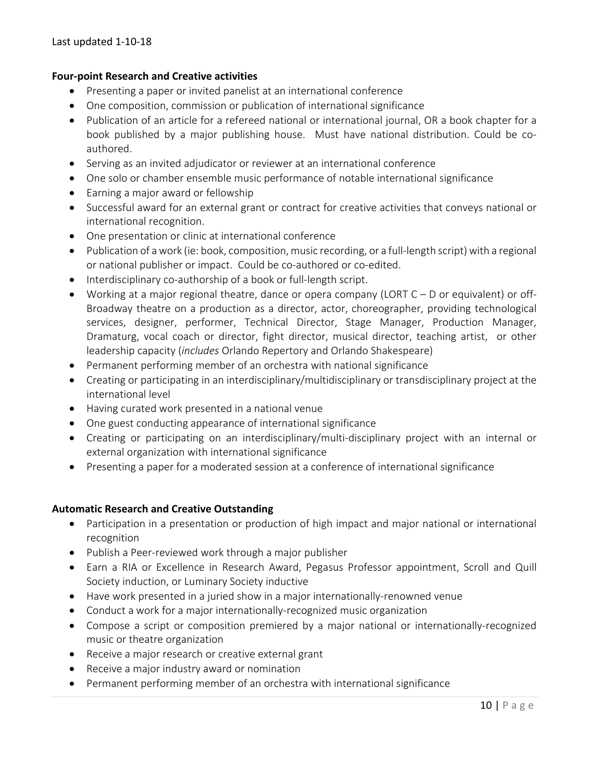Last updated 1-10-18

**Four-point Research and Creative activities**

- Presenting a paper or invited panelist at an international conference
- One composition, commission or publication of international significance
- Publication of an article for a refereed national or international journal, OR a book chapter for a book published by a major publishing house. Must have national distribution. Could be co-authored.
- Serving as an invited adjudicator or reviewer at an international conference
- One solo or chamber ensemble music performance of notable international significance
- Earning a major award or fellowship
- Successful award for an external grant or contract for creative activities that conveys national or international recognition.
- One presentation or clinic at international conference
- Publication of a work (ie: book, composition, music recording, or a full-length script) with a regional or national publisher or impact. Could be co-authored or co-edited.
- Interdisciplinary co-authorship of a book or full-length script.
- Working at a major regional theatre, dance or opera company (LORT C – D or equivalent) or off-Broadway theatre on a production as a director, actor, choreographer, providing technological services, designer, performer, Technical Director, Stage Manager, Production Manager, Dramaturg, vocal coach or director, fight director, musical director, teaching artist, or other leadership capacity (*includes* Orlando Repertory and Orlando Shakespeare)
- Permanent performing member of an orchestra with national significance
- Creating or participating in an interdisciplinary/multidisciplinary or transdisciplinary project at the international level
- Having curated work presented in a national venue
- One guest conducting appearance of international significance
- Creating or participating on an interdisciplinary/multi-disciplinary project with an internal or external organization with international significance
- Presenting a paper for a moderated session at a conference of international significance

**Automatic Research and Creative Outstanding**

- Participation in a presentation or production of high impact and major national or international recognition
- Publish a Peer-reviewed work through a major publisher
- Earn a RIA or Excellence in Research Award, Pegasus Professor appointment, Scroll and Quill Society induction, or Luminary Society inductive
- Have work presented in a juried show in a major internationally-renowned venue
- Conduct a work for a major internationally-recognized music organization
- Compose a script or composition premiered by a major national or internationally-recognized music or theatre organization
- Receive a major research or creative external grant
- Receive a major industry award or nomination
- Permanent performing member of an orchestra with international significance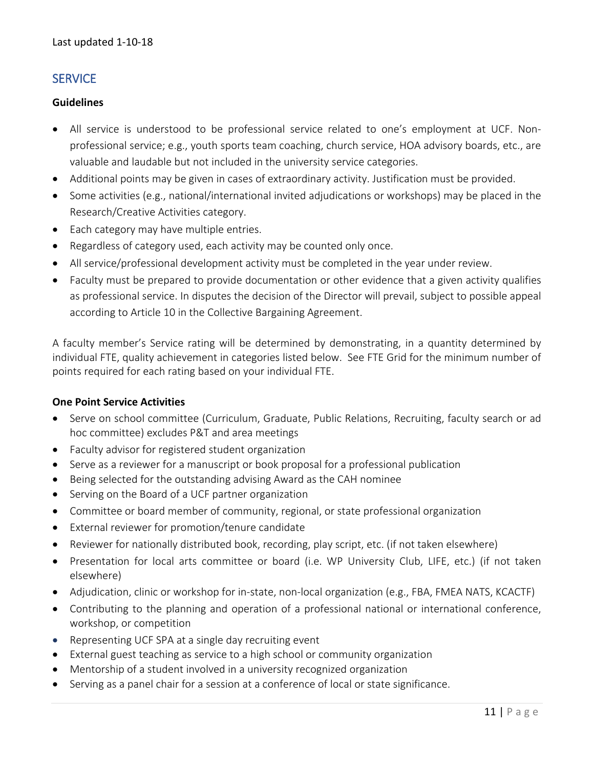Last updated 1-10-18

## SERVICE

**Guidelines**

- All service is understood to be professional service related to one's employment at UCF. Non-professional service; e.g., youth sports team coaching, church service, HOA advisory boards, etc., are valuable and laudable but not included in the university service categories.
- Additional points may be given in cases of extraordinary activity. Justification must be provided.
- Some activities (e.g., national/international invited adjudications or workshops) may be placed in the Research/Creative Activities category.
- Each category may have multiple entries.
- Regardless of category used, each activity may be counted only once.
- All service/professional development activity must be completed in the year under review.
- Faculty must be prepared to provide documentation or other evidence that a given activity qualifies as professional service. In disputes the decision of the Director will prevail, subject to possible appeal according to Article 10 in the Collective Bargaining Agreement.

A faculty member's Service rating will be determined by demonstrating, in a quantity determined by individual FTE, quality achievement in categories listed below. See FTE Grid for the minimum number of points required for each rating based on your individual FTE.

**One Point Service Activities**

- Serve on school committee (Curriculum, Graduate, Public Relations, Recruiting, faculty search or ad hoc committee) excludes P&T and area meetings
- Faculty advisor for registered student organization
- Serve as a reviewer for a manuscript or book proposal for a professional publication
- Being selected for the outstanding advising Award as the CAH nominee
- Serving on the Board of a UCF partner organization
- Committee or board member of community, regional, or state professional organization
- External reviewer for promotion/tenure candidate
- Reviewer for nationally distributed book, recording, play script, etc. (if not taken elsewhere)
- Presentation for local arts committee or board (i.e. WP University Club, LIFE, etc.) (if not taken elsewhere)
- Adjudication, clinic or workshop for in-state, non-local organization (e.g., FBA, FMEA NATS, KCACTF)
- Contributing to the planning and operation of a professional national or international conference, workshop, or competition
- Representing UCF SPA at a single day recruiting event
- External guest teaching as service to a high school or community organization
- Mentorship of a student involved in a university recognized organization
- Serving as a panel chair for a session at a conference of local or state significance.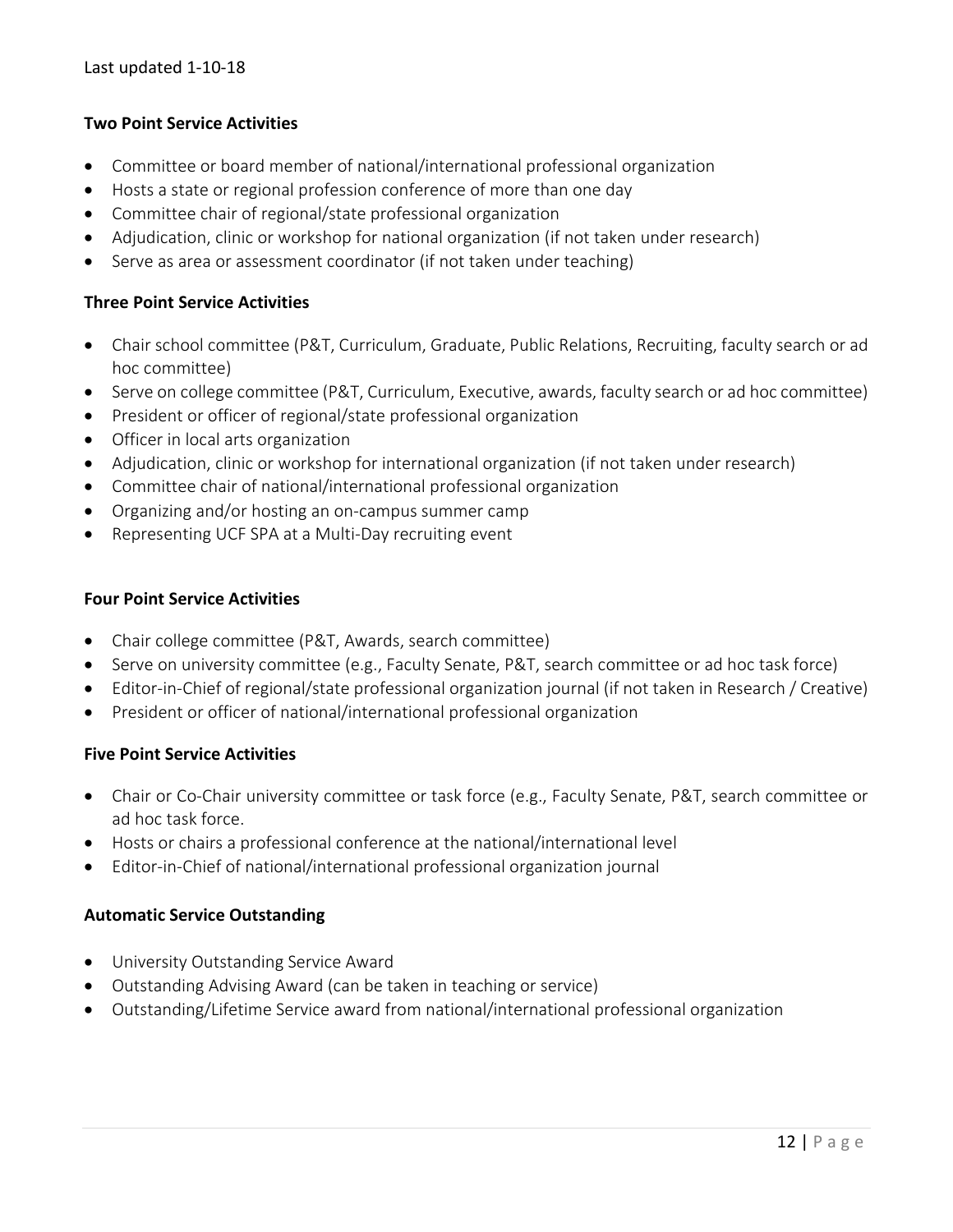Last updated 1-10-18

**Two Point Service Activities**

- Committee or board member of national/international professional organization
- Hosts a state or regional profession conference of more than one day
- Committee chair of regional/state professional organization
- Adjudication, clinic or workshop for national organization (if not taken under research)
- Serve as area or assessment coordinator (if not taken under teaching)

**Three Point Service Activities**

- Chair school committee (P&T, Curriculum, Graduate, Public Relations, Recruiting, faculty search or ad hoc committee)
- Serve on college committee (P&T, Curriculum, Executive, awards, faculty search or ad hoc committee)
- President or officer of regional/state professional organization
- Officer in local arts organization
- Adjudication, clinic or workshop for international organization (if not taken under research)
- Committee chair of national/international professional organization
- Organizing and/or hosting an on-campus summer camp
- Representing UCF SPA at a Multi-Day recruiting event

**Four Point Service Activities**

- Chair college committee (P&T, Awards, search committee)
- Serve on university committee (e.g., Faculty Senate, P&T, search committee or ad hoc task force)
- Editor-in-Chief of regional/state professional organization journal (if not taken in Research / Creative)
- President or officer of national/international professional organization

**Five Point Service Activities**

- Chair or Co-Chair university committee or task force (e.g., Faculty Senate, P&T, search committee or ad hoc task force.
- Hosts or chairs a professional conference at the national/international level
- Editor-in-Chief of national/international professional organization journal

**Automatic Service Outstanding**

- University Outstanding Service Award
- Outstanding Advising Award (can be taken in teaching or service)
- Outstanding/Lifetime Service award from national/international professional organization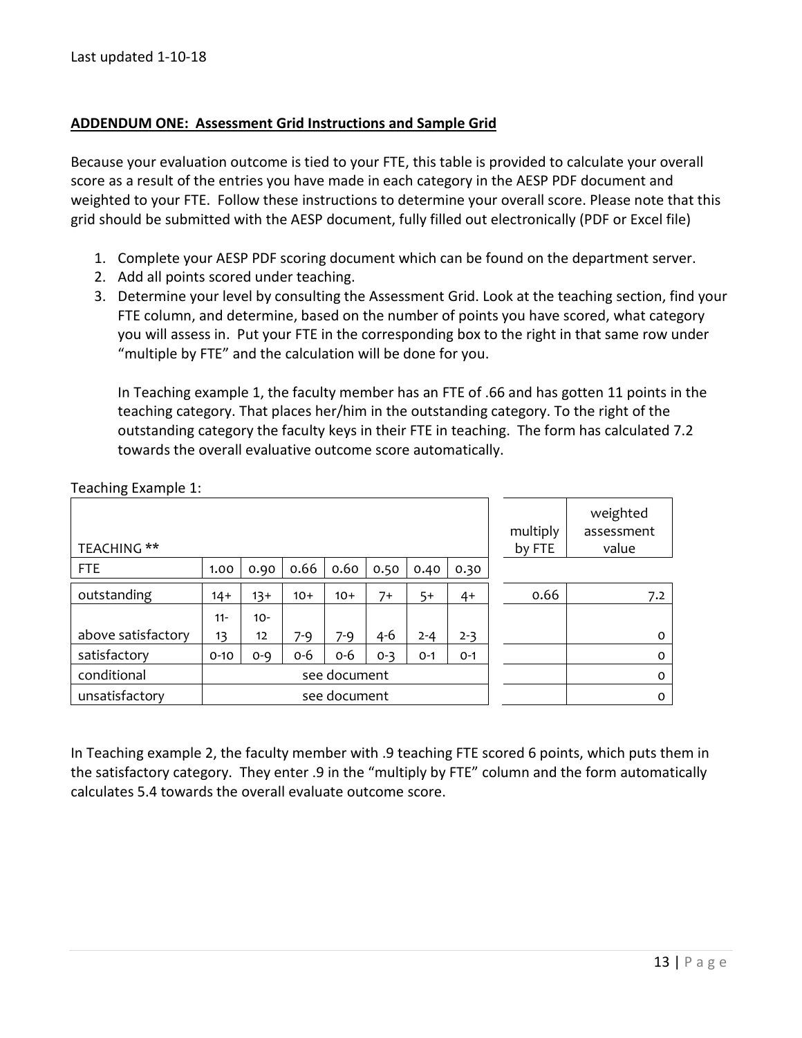Last updated 1-10-18

## ADDENDUM ONE: Assessment Grid Instructions and Sample Grid

Because your evaluation outcome is tied to your FTE, this table is provided to calculate your overall score as a result of the entries you have made in each category in the AESP PDF document and weighted to your FTE. Follow these instructions to determine your overall score. Please note that this grid should be submitted with the AESP document, fully filled out electronically (PDF or Excel file)

1. Complete your AESP PDF scoring document which can be found on the department server.
2. Add all points scored under teaching.
3. Determine your level by consulting the Assessment Grid. Look at the teaching section, find your FTE column, and determine, based on the number of points you have scored, what category you will assess in. Put your FTE in the corresponding box to the right in that same row under "multiple by FTE" and the calculation will be done for you.

   In Teaching example 1, the faculty member has an FTE of .66 and has gotten 11 points in the teaching category. That places her/him in the outstanding category. To the right of the outstanding category the faculty keys in their FTE in teaching. The form has calculated 7.2 towards the overall evaluative outcome score automatically.

Teaching Example 1:

| TEACHING ** | | | | | | | | multiply by FTE | weighted assessment value |
|---|---|---|---|---|---|---|---|---|---|
| FTE | 1.00 | 0.90 | 0.66 | 0.60 | 0.50 | 0.40 | 0.30 | | |
| outstanding | 14+ | 13+ | 10+ | 10+ | 7+ | 5+ | 4+ | 0.66 | 7.2 |
| above satisfactory | 11-13 | 10-12 | 7-9 | 7-9 | 4-6 | 2-4 | 2-3 | | 0 |
| satisfactory | 0-10 | 0-9 | 0-6 | 0-6 | 0-3 | 0-1 | 0-1 | | 0 |
| conditional | see document | | | | | | | | 0 |
| unsatisfactory | see document | | | | | | | | 0 |

In Teaching example 2, the faculty member with .9 teaching FTE scored 6 points, which puts them in the satisfactory category. They enter .9 in the "multiply by FTE" column and the form automatically calculates 5.4 towards the overall evaluate outcome score.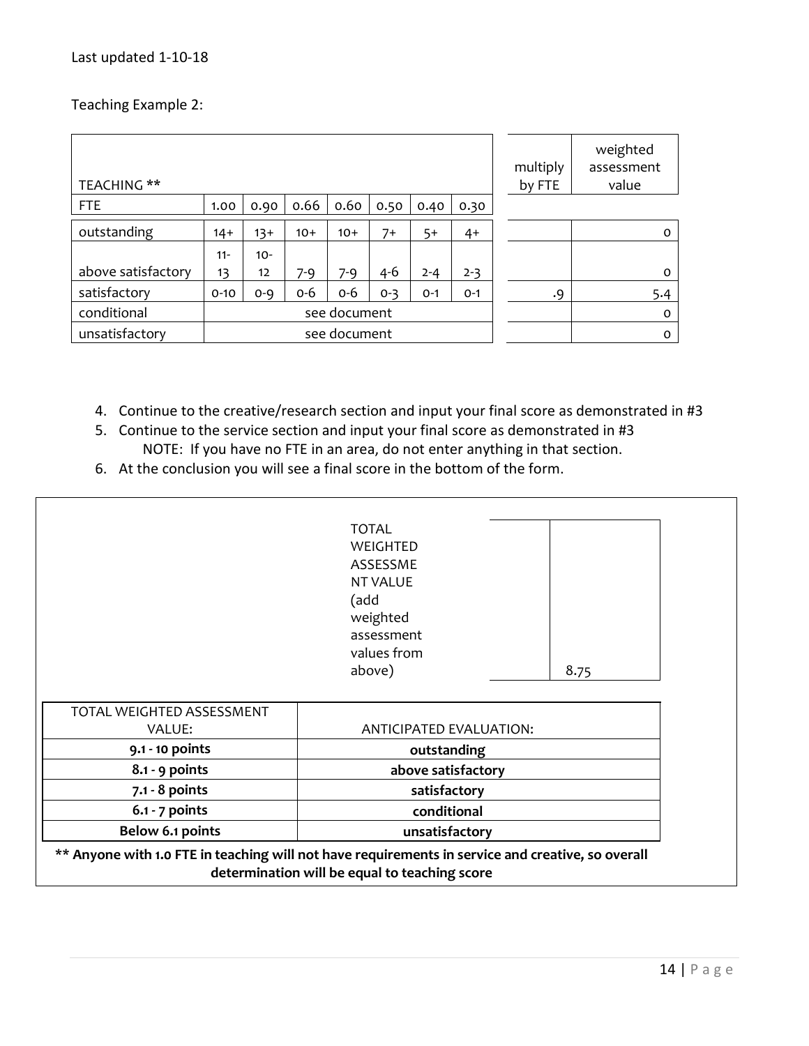Last updated 1-10-18

Teaching Example 2:

| TEACHING ** | | | | | | | | multiply by FTE | weighted assessment value |
|---|---|---|---|---|---|---|---|---|---|
| FTE | 1.00 | 0.90 | 0.66 | 0.60 | 0.50 | 0.40 | 0.30 | | |
| outstanding | 14+ | 13+ | 10+ | 10+ | 7+ | 5+ | 4+ | | 0 |
| above satisfactory | 11-13 | 10-12 | 7-9 | 7-9 | 4-6 | 2-4 | 2-3 | | 0 |
| satisfactory | 0-10 | 0-9 | 0-6 | 0-6 | 0-3 | 0-1 | 0-1 | .9 | 5.4 |
| conditional | see document | | | | | | | | 0 |
| unsatisfactory | see document | | | | | | | | 0 |

4. Continue to the creative/research section and input your final score as demonstrated in #3
5. Continue to the service section and input your final score as demonstrated in #3
   NOTE: If you have no FTE in an area, do not enter anything in that section.
6. At the conclusion you will see a final score in the bottom of the form.

| | |
|---|---|
| TOTAL WEIGHTED ASSESSMENT VALUE (add weighted assessment values from above) | 8.75 |

| TOTAL WEIGHTED ASSESSMENT VALUE: | ANTICIPATED EVALUATION: |
|---|---|
| **9.1 - 10 points** | **outstanding** |
| **8.1 - 9 points** | **above satisfactory** |
| **7.1 - 8 points** | **satisfactory** |
| **6.1 - 7 points** | **conditional** |
| **Below 6.1 points** | **unsatisfactory** |

**** Anyone with 1.0 FTE in teaching will not have requirements in service and creative, so overall determination will be equal to teaching score**